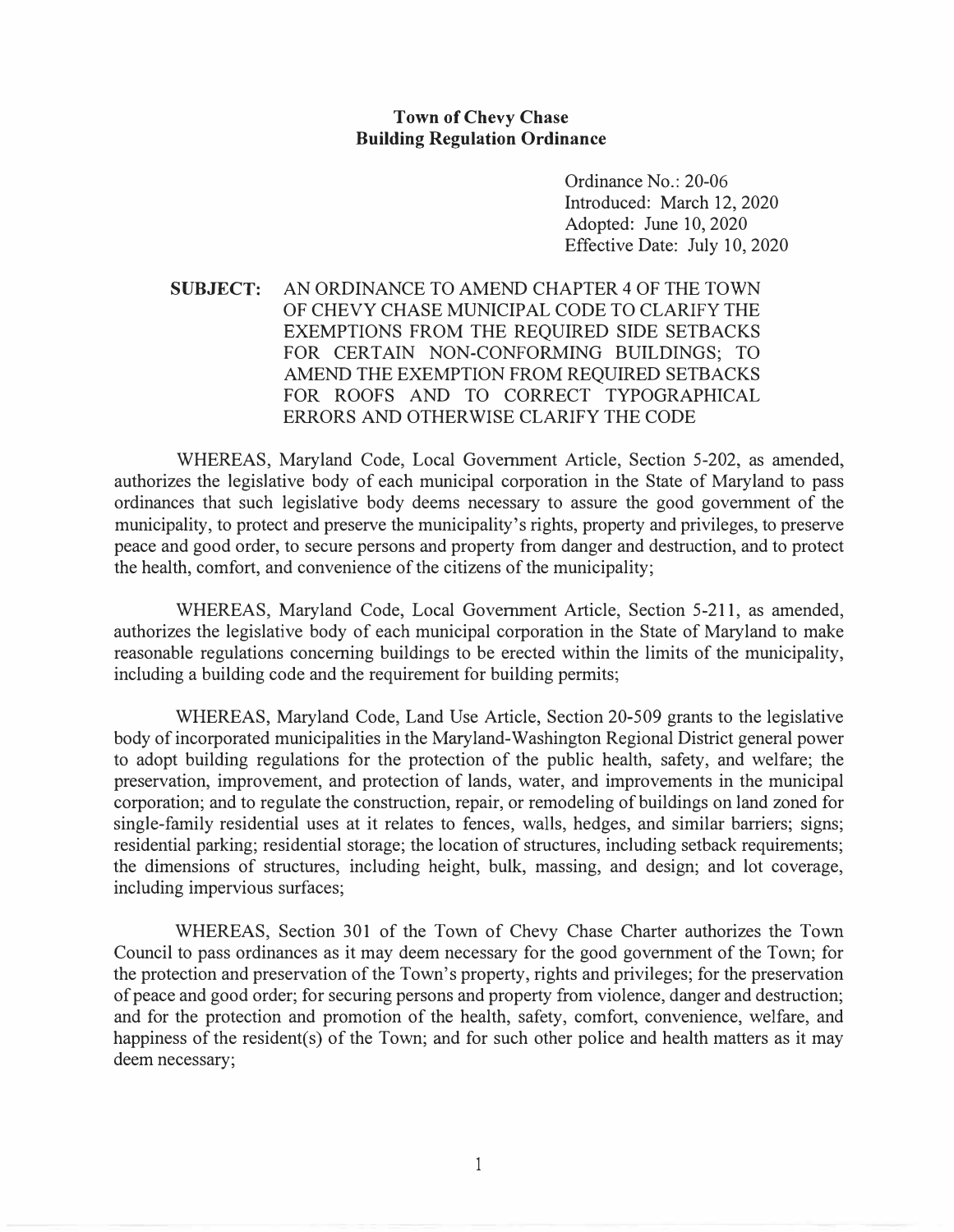**Town of Chevy Chase**
**Building Regulation Ordinance**

Ordinance No.: 20-06
Introduced: March 12, 2020
Adopted: June 10, 2020
Effective Date: July 10, 2020

**SUBJECT:** AN ORDINANCE TO AMEND CHAPTER 4 OF THE TOWN OF CHEVY CHASE MUNICIPAL CODE TO CLARIFY THE EXEMPTIONS FROM THE REQUIRED SIDE SETBACKS FOR CERTAIN NON-CONFORMING BUILDINGS; TO AMEND THE EXEMPTION FROM REQUIRED SETBACKS FOR ROOFS AND TO CORRECT TYPOGRAPHICAL ERRORS AND OTHERWISE CLARIFY THE CODE

WHEREAS, Maryland Code, Local Government Article, Section 5-202, as amended, authorizes the legislative body of each municipal corporation in the State of Maryland to pass ordinances that such legislative body deems necessary to assure the good government of the municipality, to protect and preserve the municipality's rights, property and privileges, to preserve peace and good order, to secure persons and property from danger and destruction, and to protect the health, comfort, and convenience of the citizens of the municipality;

WHEREAS, Maryland Code, Local Government Article, Section 5-211, as amended, authorizes the legislative body of each municipal corporation in the State of Maryland to make reasonable regulations concerning buildings to be erected within the limits of the municipality, including a building code and the requirement for building permits;

WHEREAS, Maryland Code, Land Use Article, Section 20-509 grants to the legislative body of incorporated municipalities in the Maryland-Washington Regional District general power to adopt building regulations for the protection of the public health, safety, and welfare; the preservation, improvement, and protection of lands, water, and improvements in the municipal corporation; and to regulate the construction, repair, or remodeling of buildings on land zoned for single-family residential uses at it relates to fences, walls, hedges, and similar barriers; signs; residential parking; residential storage; the location of structures, including setback requirements; the dimensions of structures, including height, bulk, massing, and design; and lot coverage, including impervious surfaces;

WHEREAS, Section 301 of the Town of Chevy Chase Charter authorizes the Town Council to pass ordinances as it may deem necessary for the good government of the Town; for the protection and preservation of the Town's property, rights and privileges; for the preservation of peace and good order; for securing persons and property from violence, danger and destruction; and for the protection and promotion of the health, safety, comfort, convenience, welfare, and happiness of the resident(s) of the Town; and for such other police and health matters as it may deem necessary;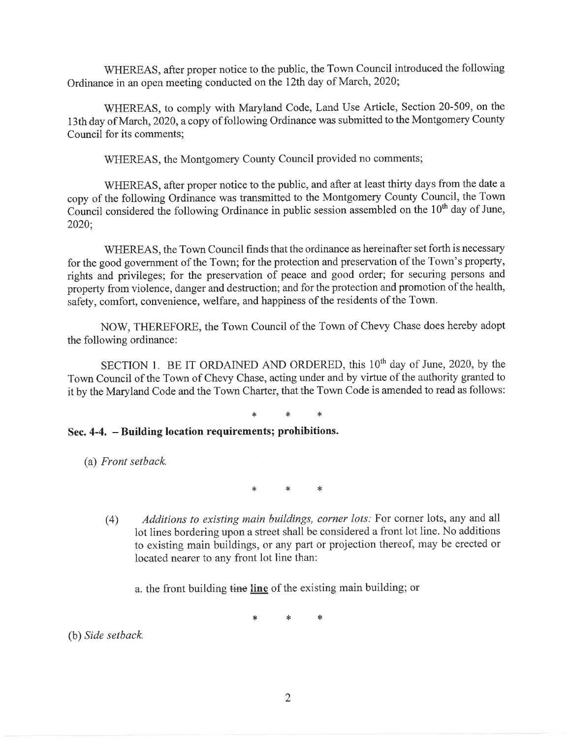WHEREAS, after proper notice to the public, the Town Council introduced the following Ordinance in an open meeting conducted on the 12th day of March, 2020;

WHEREAS, to comply with Maryland Code, Land Use Article, Section 20-509, on the 13th day of March, 2020, a copy of following Ordinance was submitted to the Montgomery County Council for its comments;

WHEREAS, the Montgomery County Council provided no comments;

WHEREAS, after proper notice to the public, and after at least thirty days from the date a copy of the following Ordinance was transmitted to the Montgomery County Council, the Town Council considered the following Ordinance in public session assembled on the 10th day of June, 2020;

WHEREAS, the Town Council finds that the ordinance as hereinafter set forth is necessary for the good government of the Town; for the protection and preservation of the Town's property, rights and privileges; for the preservation of peace and good order; for securing persons and property from violence, danger and destruction; and for the protection and promotion of the health, safety, comfort, convenience, welfare, and happiness of the residents of the Town.

NOW, THEREFORE, the Town Council of the Town of Chevy Chase does hereby adopt the following ordinance:

SECTION 1. BE IT ORDAINED AND ORDERED, this 10th day of June, 2020, by the Town Council of the Town of Chevy Chase, acting under and by virtue of the authority granted to it by the Maryland Code and the Town Charter, that the Town Code is amended to read as follows:

\* \* \*

**Sec. 4-4. – Building location requirements; prohibitions.**

(a) *Front setback.*

\* \* \*

(4) *Additions to existing main buildings, corner lots:* For corner lots, any and all lot lines bordering upon a street shall be considered a front lot line. No additions to existing main buildings, or any part or projection thereof, may be erected or located nearer to any front lot line than:

a. the front building ~~tine~~ **<u>line</u>** of the existing main building; or

\* \* \*

(b) *Side setback.*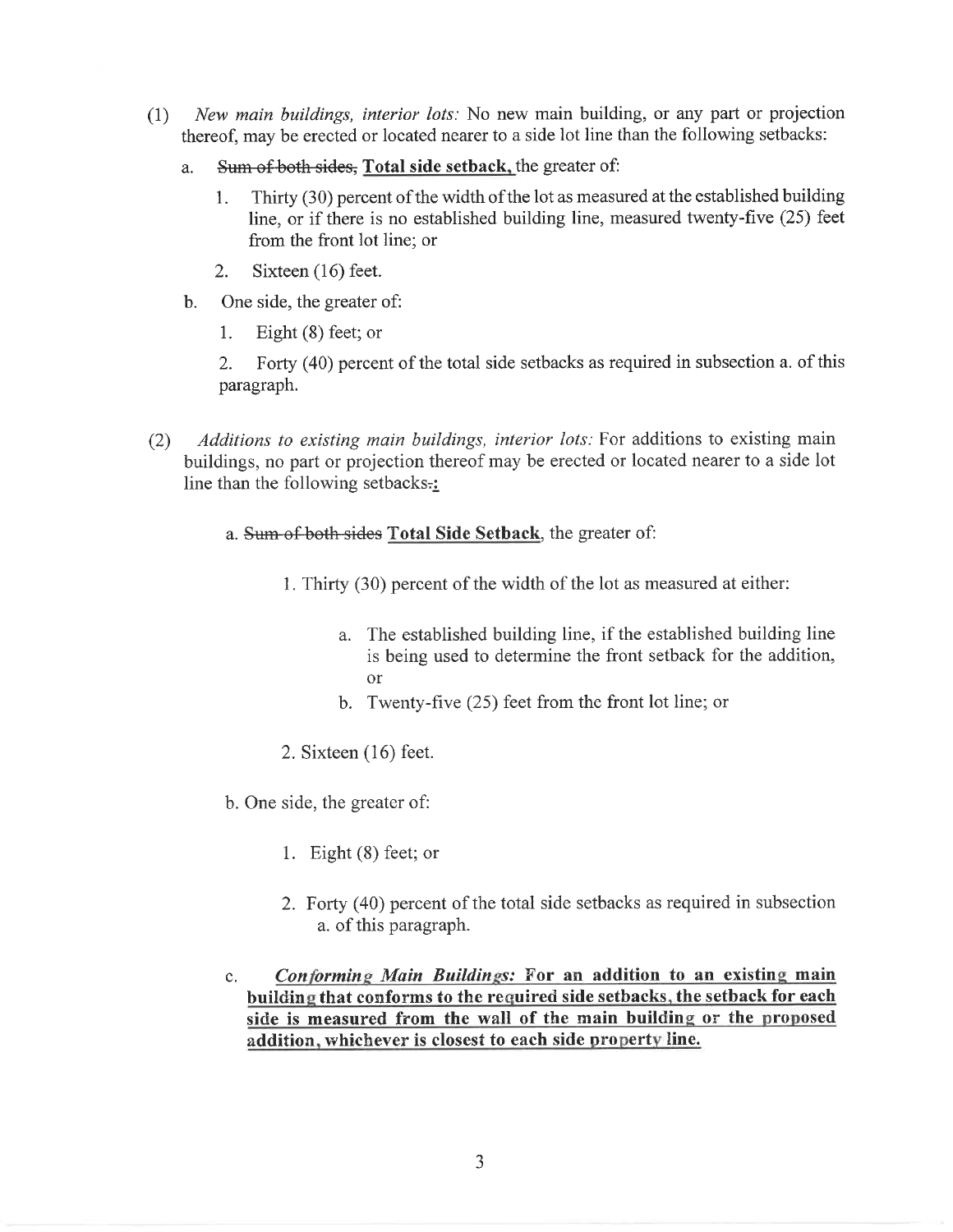(1) *New main buildings, interior lots:* No new main building, or any part or projection thereof, may be erected or located nearer to a side lot line than the following setbacks:

   a. ~~Sum of both sides,~~ **Total side setback,** the greater of:

      1. Thirty (30) percent of the width of the lot as measured at the established building line, or if there is no established building line, measured twenty-five (25) feet from the front lot line; or

      2. Sixteen (16) feet.

   b. One side, the greater of:

      1. Eight (8) feet; or

      2. Forty (40) percent of the total side setbacks as required in subsection a. of this paragraph.

(2) *Additions to existing main buildings, interior lots:* For additions to existing main buildings, no part or projection thereof may be erected or located nearer to a side lot line than the following setbacks~~.~~**:**

   a. ~~Sum of both sides~~ **Total Side Setback**, the greater of:

      1. Thirty (30) percent of the width of the lot as measured at either:

         a. The established building line, if the established building line is being used to determine the front setback for the addition, or

         b. Twenty-five (25) feet from the front lot line; or

      2. Sixteen (16) feet.

   b. One side, the greater of:

      1. Eight (8) feet; or

      2. Forty (40) percent of the total side setbacks as required in subsection a. of this paragraph.

   c. ***Conforming Main Buildings:* For an addition to an existing main building that conforms to the required side setbacks, the setback for each side is measured from the wall of the main building or the proposed addition, whichever is closest to each side property line.**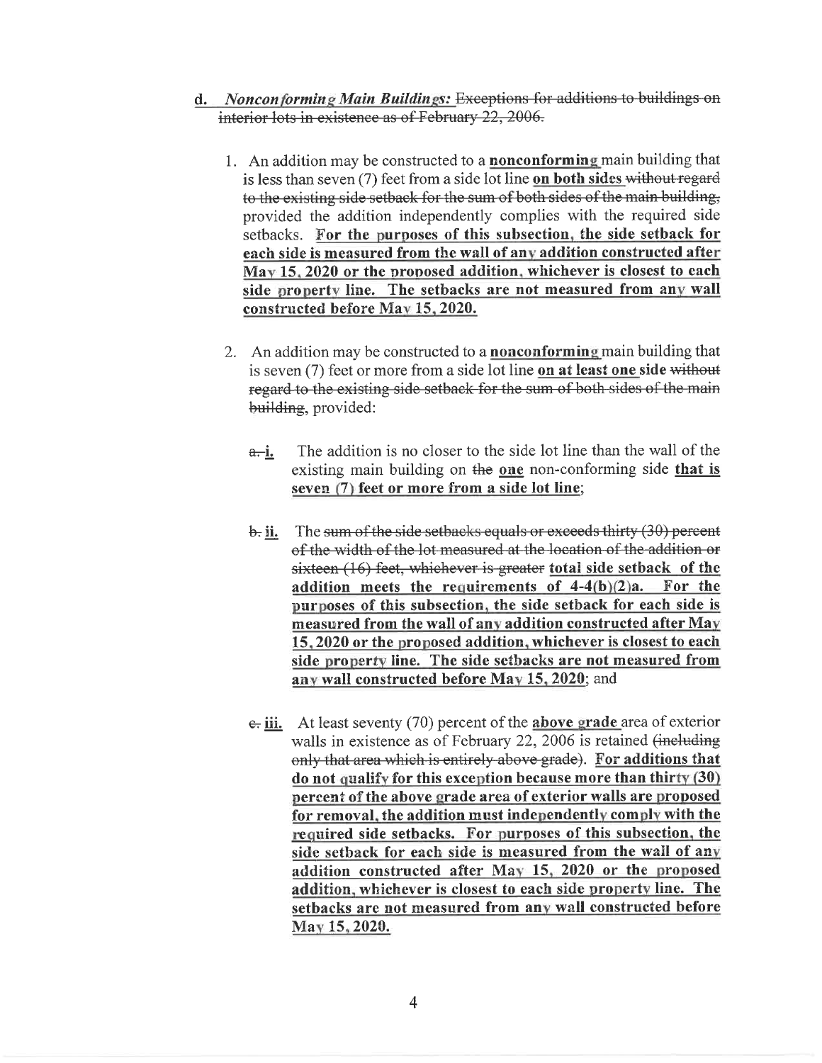d. *Nonconforming Main Buildings:* ~~Exceptions for additions to buildings on interior lots in existence as of February 22, 2006.~~

1. An addition may be constructed to a **nonconforming** main building that is less than seven (7) feet from a side lot line **on both sides** ~~without regard to the existing side setback for the sum of both sides of the main building,~~ provided the addition independently complies with the required side setbacks. **For the purposes of this subsection, the side setback for each side is measured from the wall of any addition constructed after May 15, 2020 or the proposed addition, whichever is closest to each side property line. The setbacks are not measured from any wall constructed before May 15, 2020.**

2. An addition may be constructed to a **nonconforming** main building that is seven (7) feet or more from a side lot line **on at least one** side ~~without regard to the existing side setback for the sum of both sides of the main building~~, provided:

   ~~a.~~ **i.** The addition is no closer to the side lot line than the wall of the existing main building on ~~the~~ **one** non-conforming side **that is seven (7) feet or more from a side lot line**;

   ~~b.~~ **ii.** The ~~sum of the side setbacks equals or exceeds thirty (30) percent of the width of the lot measured at the location of the addition or sixteen (16) feet, whichever is greater~~ **total side setback of the addition meets the requirements of 4-4(b)(2)a. For the purposes of this subsection, the side setback for each side is measured from the wall of any addition constructed after May 15, 2020 or the proposed addition, whichever is closest to each side property line. The side setbacks are not measured from any wall constructed before May 15, 2020**; and

   ~~c.~~ **iii.** At least seventy (70) percent of the **above grade** area of exterior walls in existence as of February 22, 2006 is retained ~~(including only that area which is entirely above grade)~~. **For additions that do not qualify for this exception because more than thirty (30) percent of the above grade area of exterior walls are proposed for removal, the addition must independently comply with the required side setbacks. For purposes of this subsection, the side setback for each side is measured from the wall of any addition constructed after May 15, 2020 or the proposed addition, whichever is closest to each side property line. The setbacks are not measured from any wall constructed before May 15, 2020.**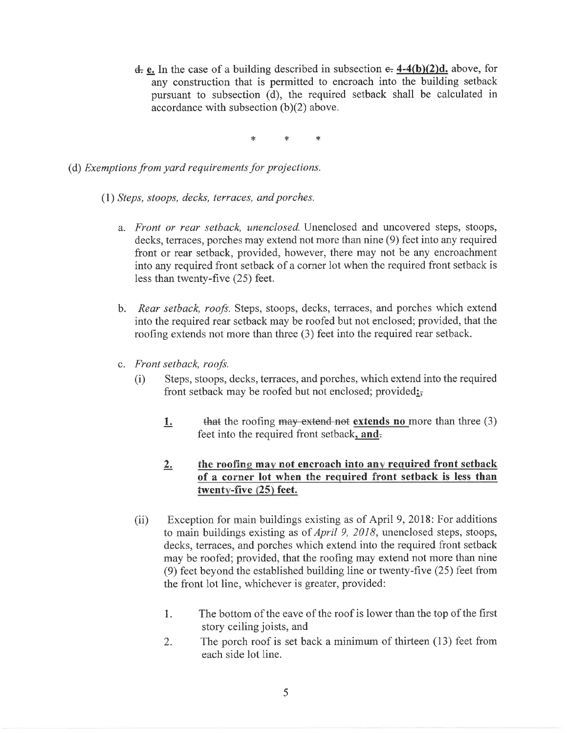~~d.~~ **e.** In the case of a building described in subsection ~~e.~~ **4-4(b)(2)d.** above, for any construction that is permitted to encroach into the building setback pursuant to subsection (d), the required setback shall be calculated in accordance with subsection (b)(2) above.

\* \* \*

(d) *Exemptions from yard requirements for projections.*

(1) *Steps, stoops, decks, terraces, and porches.*

a. *Front or rear setback, unenclosed.* Unenclosed and uncovered steps, stoops, decks, terraces, porches may extend not more than nine (9) feet into any required front or rear setback, provided, however, there may not be any encroachment into any required front setback of a corner lot when the required front setback is less than twenty-five (25) feet.

b. *Rear setback, roofs.* Steps, stoops, decks, terraces, and porches which extend into the required rear setback may be roofed but not enclosed; provided, that the roofing extends not more than three (3) feet into the required rear setback.

c. *Front setback, roofs.*

(i) Steps, stoops, decks, terraces, and porches, which extend into the required front setback may be roofed but not enclosed; provided**:**~~,~~

**1.** ~~that~~ the roofing ~~may extend not~~ **extends no** more than three (3) feet into the required front setback**, and**~~.~~

**2. the roofing may not encroach into any required front setback of a corner lot when the required front setback is less than twenty-five (25) feet.**

(ii) Exception for main buildings existing as of April 9, 2018: For additions to main buildings existing as of *April 9, 2018*, unenclosed steps, stoops, decks, terraces, and porches which extend into the required front setback may be roofed; provided, that the roofing may extend not more than nine (9) feet beyond the established building line or twenty-five (25) feet from the front lot line, whichever is greater, provided:

1. The bottom of the eave of the roof is lower than the top of the first story ceiling joists, and
2. The porch roof is set back a minimum of thirteen (13) feet from each side lot line.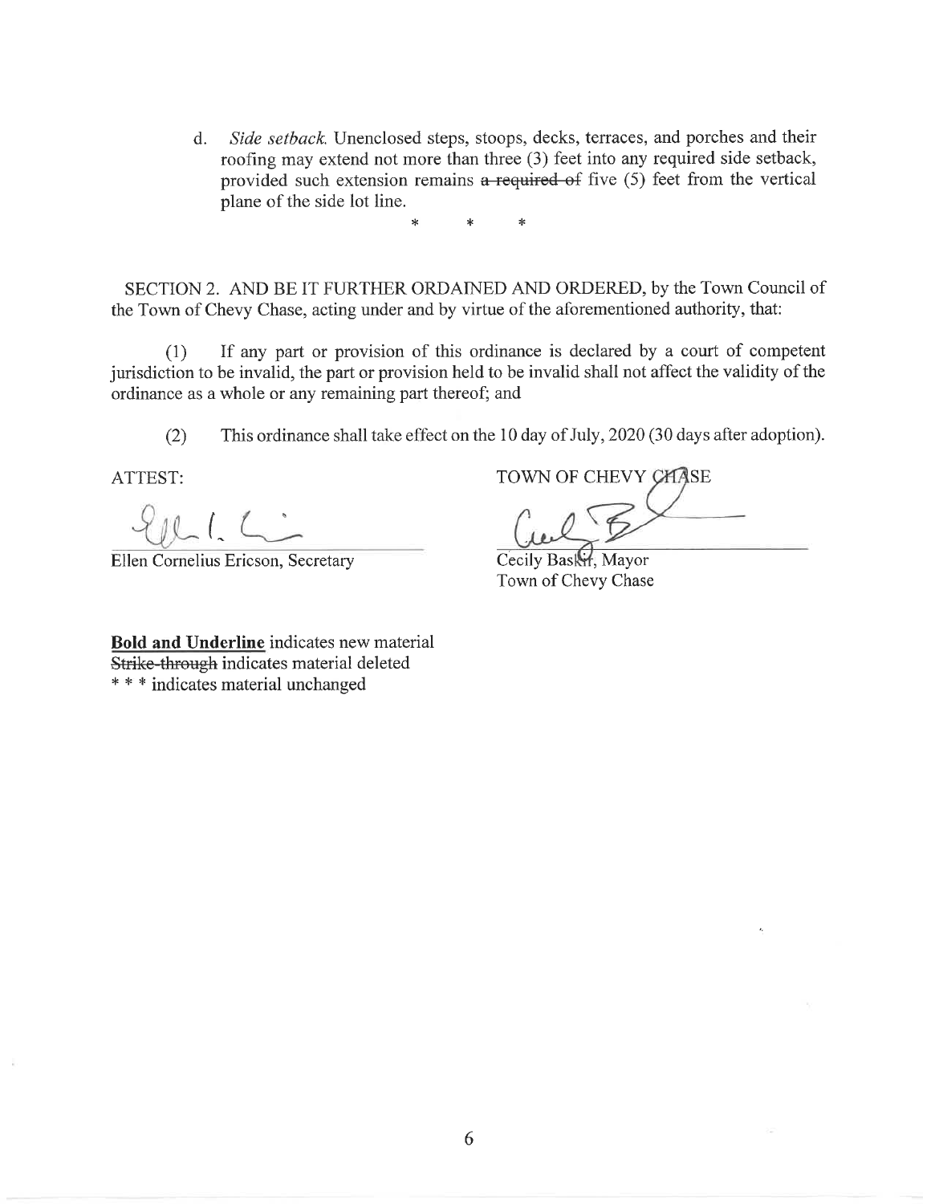d. *Side setback.* Unenclosed steps, stoops, decks, terraces, and porches and their roofing may extend not more than three (3) feet into any required side setback, provided such extension remains ~~a required of~~ five (5) feet from the vertical plane of the side lot line.

\* \* \*

SECTION 2. AND BE IT FURTHER ORDAINED AND ORDERED, by the Town Council of the Town of Chevy Chase, acting under and by virtue of the aforementioned authority, that:

(1) If any part or provision of this ordinance is declared by a court of competent jurisdiction to be invalid, the part or provision held to be invalid shall not affect the validity of the ordinance as a whole or any remaining part thereof; and

(2) This ordinance shall take effect on the 10 day of July, 2020 (30 days after adoption).

ATTEST:

Ellen Cornelius Ericson, Secretary

TOWN OF CHEVY CHASE

Cecily Baskir, Mayor
Town of Chevy Chase

**<u>Bold and Underline</u>** indicates new material
~~Strike-through~~ indicates material deleted
\* \* \* indicates material unchanged